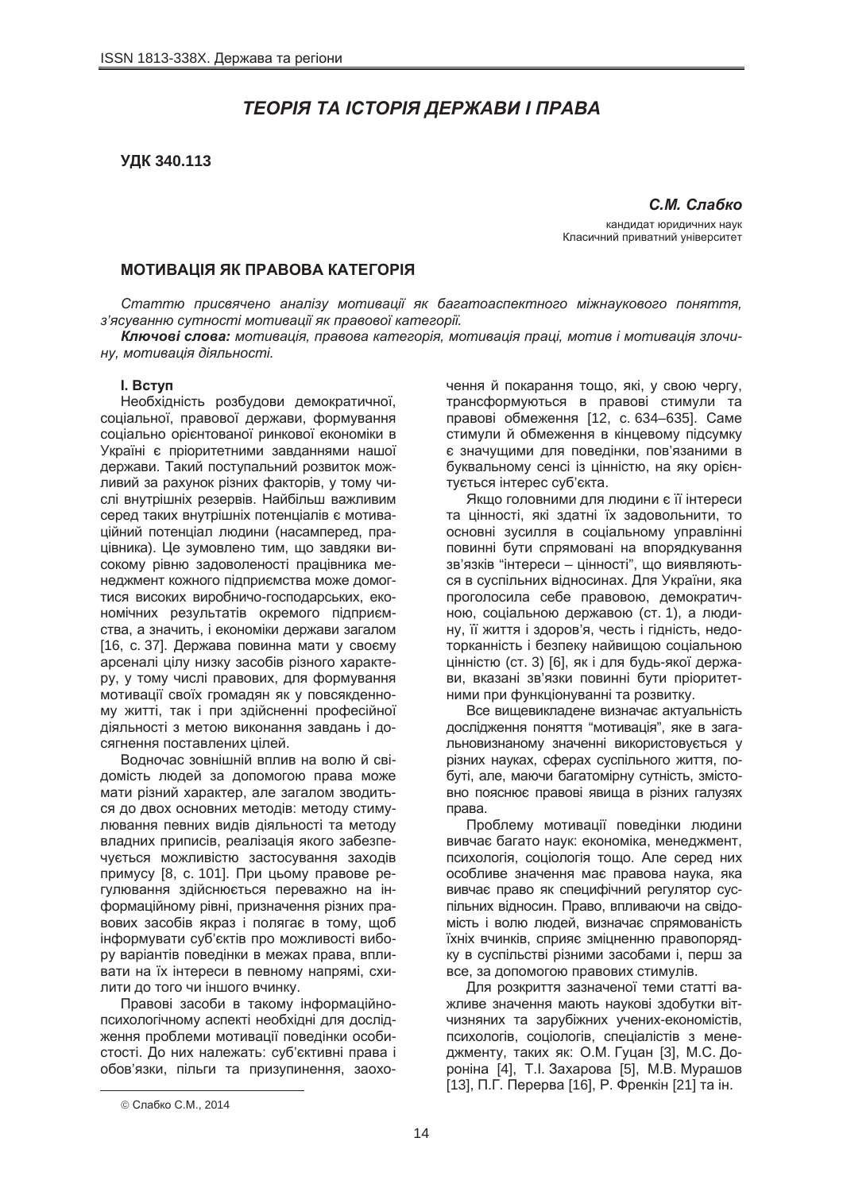## ТЕОРІЯ ТА ІСТОРІЯ ДЕРЖАВИ І ПРАВА

**УДК 340.113**

***С.М. Слабко***

кандидат юридичних наук
Класичний приватний університет

# МОТИВАЦІЯ ЯК ПРАВОВА КАТЕГОРІЯ

*Статтю присвячено аналізу мотивації як багатоаспектного міжнаукового поняття, з'ясуванню сутності мотивації як правової категорії.*

***Ключові слова:*** *мотивація, правова категорія, мотивація праці, мотив і мотивація злочину, мотивація діяльності.*

## I. Вступ

Необхідність розбудови демократичної, соціальної, правової держави, формування соціально орієнтованої ринкової економіки в Україні є пріоритетними завданнями нашої держави. Такий поступальний розвиток можливий за рахунок різних факторів, у тому числі внутрішніх резервів. Найбільш важливим серед таких внутрішніх потенціалів є мотиваційний потенціал людини (насамперед, працівника). Це зумовлено тим, що завдяки високому рівню задоволеності працівника менеджмент кожного підприємства може домогтися високих виробничо-господарських, економічних результатів окремого підприємства, а значить, і економіки держави загалом [16, с. 37]. Держава повинна мати у своєму арсеналі цілу низку засобів різного характеру, у тому числі правових, для формування мотивації своїх громадян як у повсякденному житті, так і при здійсненні професійної діяльності з метою виконання завдань і досягнення поставлених цілей.

Водночас зовнішній вплив на волю й свідомість людей за допомогою права може мати різний характер, але загалом зводиться до двох основних методів: методу стимулювання певних видів діяльності та методу владних приписів, реалізація якого забезпечується можливістю застосування заходів примусу [8, с. 101]. При цьому правове регулювання здійснюється переважно на інформаційному рівні, призначення різних правових засобів якраз і полягає в тому, щоб інформувати суб'єктів про можливості вибору варіантів поведінки в межах права, впливати на їх інтереси в певному напрямі, схилити до того чи іншого вчинку.

Правові засоби в такому інформаційно-психологічному аспекті необхідні для дослідження проблеми мотивації поведінки особистості. До них належать: суб'єктивні права і обов'язки, пільги та призупинення, заохочення й покарання тощо, які, у свою чергу, трансформуються в правові стимули та правові обмеження [12, с. 634–635]. Саме стимули й обмеження в кінцевому підсумку є значущими для поведінки, пов'язаними в буквальному сенсі із цінністю, на яку орієнтується інтерес суб'єкта.

Якщо головними для людини є її інтереси та цінності, які здатні їх задовольнити, то основні зусилля в соціальному управлінні повинні бути спрямовані на впорядкування зв'язків "інтереси – цінності", що виявляються в суспільних відносинах. Для України, яка проголосила себе правовою, демократичною, соціальною державою (ст. 1), а людину, її життя і здоров'я, честь і гідність, недоторканність і безпеку найвищою соціальною цінністю (ст. 3) [6], як і для будь-якої держави, вказані зв'язки повинні бути пріоритетними при функціонуванні та розвитку.

Все вищевикладене визначає актуальність дослідження поняття "мотивація", яке в загальновизнаному значенні використовується у різних науках, сферах суспільного життя, побуті, але, маючи багатомірну сутність, змістовно пояснює правові явища в різних галузях права.

Проблему мотивації поведінки людини вивчає багато наук: економіка, менеджмент, психологія, соціологія тощо. Але серед них особливе значення має правова наука, яка вивчає право як специфічний регулятор суспільних відносин. Право, впливаючи на свідомість і волю людей, визначає спрямованість їхніх вчинків, сприяє зміцненню правопорядку в суспільстві різними засобами і, перш за все, за допомогою правових стимулів.

Для розкриття зазначеної теми статті важливе значення мають наукові здобутки вітчизняних та зарубіжних учених-економістів, психологів, соціологів, спеціалістів з менеджменту, таких як: О.М. Гуцан [3], М.С. Доронін [4], Т.І. Захарова [5], М.В. Мурашов [13], П.Г. Перерва [16], Р. Френкін [21] та ін.

© Слабко С.М., 2014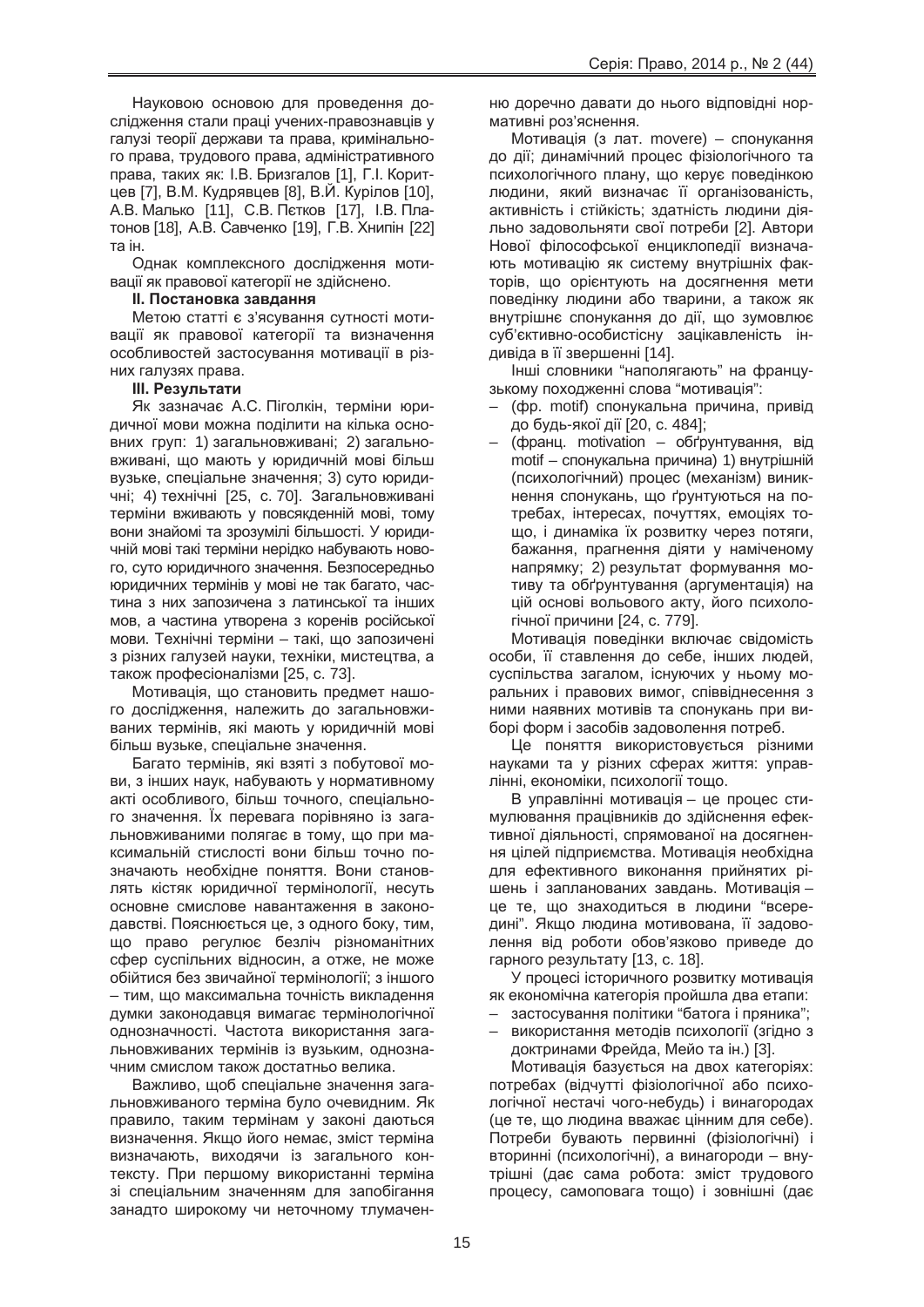Науковою основою для проведення дослідження стали праці учених-правознавців у галузі теорії держави та права, кримінального права, трудового права, адміністративного права, таких як: І.В. Бризгалов [1], Г.І. Коритцев [7], В.М. Кудрявцев [8], В.Й. Курілов [10], А.В. Малько [11], С.В. Пєтков [17], І.В. Платонов [18], А.В. Савченко [19], Г.В. Хнипін [22] та ін.

Однак комплексного дослідження мотивації як правової категорії не здійснено.

**II. Постановка завдання**

Метою статті є з'ясування сутності мотивації як правової категорії та визначення особливостей застосування мотивації в різних галузях права.

**III. Результати**

Як зазначає А.С. Піголкін, терміни юридичної мови можна поділити на кілька основних груп: 1) загальновживані; 2) загальновживані, що мають у юридичній мові більш вузьке, спеціальне значення; 3) суто юридичні; 4) технічні [25, с. 70]. Загальновживані терміни вживають у повсякденній мові, тому вони знайомі та зрозумілі більшості. У юридичній мові такі терміни нерідко набувають нового, суто юридичного значення. Безпосередньо юридичних термінів у мові не так багато, частина з них запозичена з латинської та інших мов, а частина утворена з коренів російської мови. Технічні терміни – такі, що запозичені з різних галузей науки, техніки, мистецтва, а також професіоналізми [25, с. 73].

Мотивація, що становить предмет нашого дослідження, належить до загальновживаних термінів, які мають у юридичній мові більш вузьке, спеціальне значення.

Багато термінів, які взяті з побутової мови, з інших наук, набувають у нормативному акті особливого, більш точного, спеціального значення. Їх перевага порівняно із загальновживаними полягає в тому, що при максимальній стислості вони більш точно позначають необхідне поняття. Вони становлять кістяк юридичної термінології, несуть основне смислове навантаження в законодавстві. Пояснюється це, з одного боку, тим, що право регулює безліч різноманітних сфер суспільних відносин, а отже, не може обійтися без звичайної термінології; з іншого – тим, що максимальна точність викладення думки законодавця вимагає термінологічної однозначності. Частота використання загальновживаних термінів із вузьким, однозначним смислом також достатньо велика.

Важливо, щоб спеціальне значення загальновживаного терміна було очевидним. Як правило, таким термінам у законі даються визначення. Якщо його немає, зміст терміна визначають, виходячи із загального контексту. При першому використанні терміна зі спеціальним значенням для запобігання занадто широкому чи неточному тлумаченню доречно давати до нього відповідні нормативні роз'яснення.

Мотивація (з лат. movere) – спонукання до дії; динамічний процес фізіологічного та психологічного плану, що керує поведінкою людини, який визначає її організованість, активність і стійкість; здатність людини діяльно задовольняти свої потреби [2]. Автори Нової філософської енциклопедії визначають мотивацію як систему внутрішніх факторів, що орієнтують на досягнення мети поведінку людини або тварини, а також як внутрішнє спонукання до дії, що зумовлює суб'єктивно-особистісну зацікавленість індивіда в її звершенні [14].

Інші словники "наполягають" на французькому походженні слова "мотивація":

– (фр. motif) спонукальна причина, привід до будь-якої дії [20, с. 484];
– (франц. motivation – обґрунтування, від motif – спонукальна причина) 1) внутрішній (психологічний) процес (механізм) виникнення спонукань, що ґрунтуються на потребах, інтересах, почуттях, емоціях тощо, і динаміка їх розвитку через потяги, бажання, прагнення діяти у наміченому напрямку; 2) результат формування мотиву та обґрунтування (аргументація) на цій основі вольового акту, його психологічної причини [24, с. 779].

Мотивація поведінки включає свідомість особи, її ставлення до себе, інших людей, суспільства загалом, існуючих у ньому моральних і правових вимог, співвіднесення з ними наявних мотивів та спонукань при виборі форм і засобів задоволення потреб.

Це поняття використовується різними науками та у різних сферах життя: управлінні, економіки, психології тощо.

В управлінні мотивація – це процес стимулювання працівників до здійснення ефективної діяльності, спрямованої на досягнення цілей підприємства. Мотивація необхідна для ефективного виконання прийнятих рішень і запланованих завдань. Мотивація – це те, що знаходиться в людини "всередині". Якщо людина мотивована, її задоволення від роботи обов'язково приведе до гарного результату [13, с. 18].

У процесі історичного розвитку мотивація як економічна категорія пройшла два етапи:

– застосування політики "батога і пряника";
– використання методів психології (згідно з доктринами Фрейда, Мейо та ін.) [3].

Мотивація базується на двох категоріях: потребах (відчутті фізіологічної або психологічної нестачі чого-небудь) і винагородах (це те, що людина вважає цінним для себе). Потреби бувають первинні (фізіологічні) і вторинні (психологічні), а винагороди – внутрішні (дає сама робота: зміст трудового процесу, самоповага тощо) і зовнішні (дає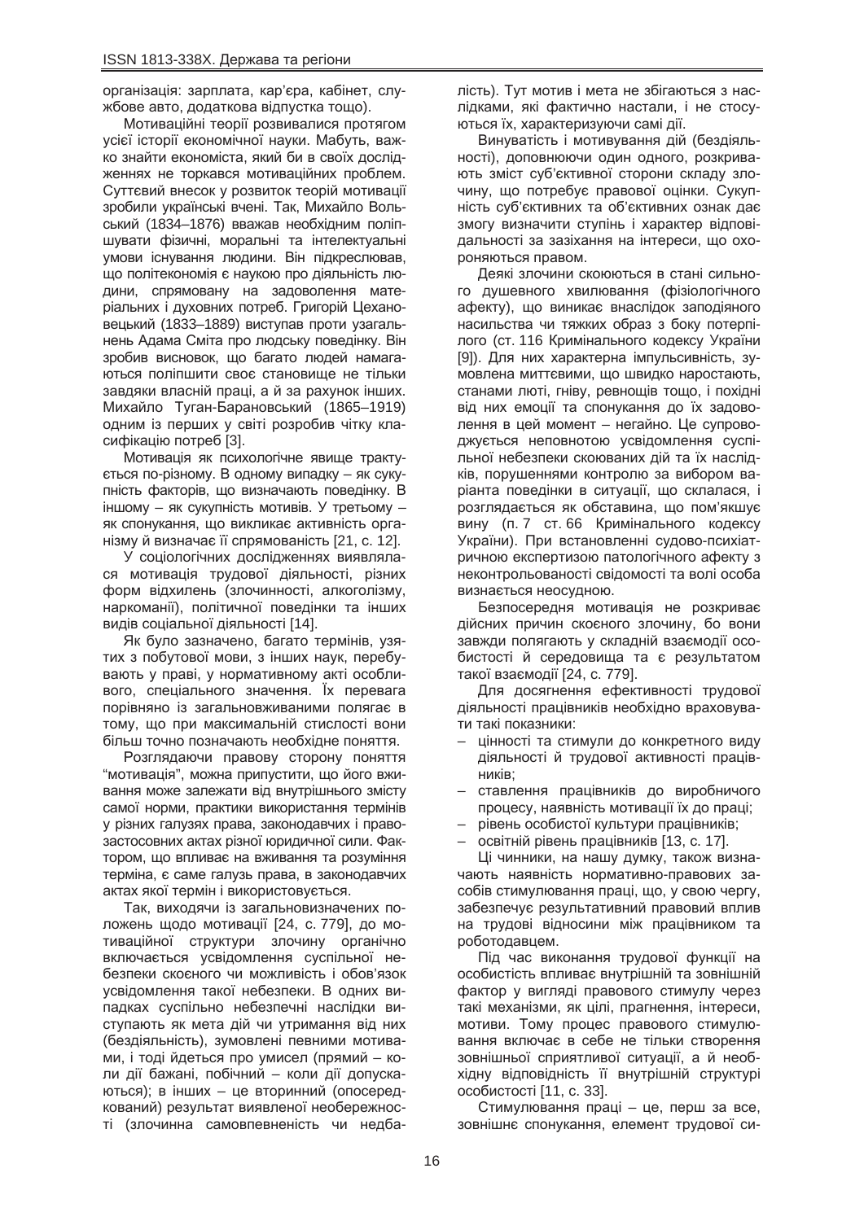організація: зарплата, кар'єра, кабінет, службове авто, додаткова відпустка тощо).

Мотиваційні теорії розвивалися протягом усієї історії економічної науки. Мабуть, важко знайти економіста, який би в своїх дослідженнях не торкався мотиваційних проблем. Суттєвий внесок у розвиток теорій мотивації зробили українські вчені. Так, Михайло Вольський (1834–1876) вважав необхідним поліпшувати фізичні, моральні та інтелектуальні умови існування людини. Він підкреслював, що політекономія є наукою про діяльність людини, спрямовану на задоволення матеріальних і духовних потреб. Григорій Цехановецький (1833–1889) виступав проти узагальнень Адама Сміта про людську поведінку. Він зробив висновок, що багато людей намагаються поліпшити своє становище не тільки завдяки власній праці, а й за рахунок інших. Михайло Туган-Барановський (1865–1919) одним із перших у світі розробив чітку класифікацію потреб [3].

Мотивація як психологічне явище трактується по-різному. В одному випадку – як сукупність факторів, що визначають поведінку. В іншому – як сукупність мотивів. У третьому – як спонукання, що викликає активність організму й визначає її спрямованість [21, с. 12].

У соціологічних дослідженнях виявлялася мотивація трудової діяльності, різних форм відхилень (злочинності, алкоголізму, наркоманії), політичної поведінки та інших видів соціальної діяльності [14].

Як було зазначено, багато термінів, узятих з побутової мови, з інших наук, перебувають у праві, у нормативному акті особливого, спеціального значення. Їх перевага порівняно із загальновживаними полягає в тому, що при максимальній стислості вони більш точно позначають необхідне поняття.

Розглядаючи правову сторону поняття "мотивація", можна припустити, що його вживання може залежати від внутрішнього змісту самої норми, практики використання термінів у різних галузях права, законодавчих і правозастосовних актах різної юридичної сили. Фактором, що впливає на вживання та розуміння терміна, є саме галузь права, в законодавчих актах якої термін і використовується.

Так, виходячи із загальновизначених положень щодо мотивації [24, с. 779], до мотиваційної структури злочину органічно включається усвідомлення суспільної небезпеки скоєного чи можливість і обов'язок усвідомлення такої небезпеки. В одних випадках суспільно небезпечні наслідки виступають як мета дій чи утримання від них (бездіяльність), зумовлені певними мотивами, і тоді йдеться про умисел (прямий – коли дії бажані, побічний – коли дії допускаються); в інших – це вторинний (опосередкований) результат виявленої необережності (злочинна самовпевненість чи недбалість). Тут мотив і мета не збігаються з наслідками, які фактично настали, і не стосуються їх, характеризуючи самі дії.

Винуватість і мотивування дій (бездіяльності), доповнюючи один одного, розкривають зміст суб'єктивної сторони складу злочину, що потребує правової оцінки. Сукупність суб'єктивних та об'єктивних ознак дає змогу визначити ступінь і характер відповідальності за зазіхання на інтереси, що охороняються правом.

Деякі злочини скоюються в стані сильного душевного хвилювання (фізіологічного афекту), що виникає внаслідок заподіяного насильства чи тяжких образ з боку потерпілого (ст. 116 Кримінального кодексу України [9]). Для них характерна імпульсивність, зумовлена миттєвими, що швидко наростають, станами люті, гніву, ревнощів тощо, і похідні від них емоції та спонукання до їх задоволення в цей момент – негайно. Це супроводжується неповнотою усвідомлення суспільної небезпеки скоюваних дій та їх наслідків, порушеннями контролю за вибором варіанта поведінки в ситуації, що склалася, і розглядається як обставина, що пом'якшує вину (п. 7 ст. 66 Кримінального кодексу України). При встановленні судово-психіатричною експертизою патологічного афекту з неконтрольованості свідомості та волі особа визнається неосудною.

Безпосередня мотивація не розкриває дійсних причин скоєного злочину, бо вони завжди полягають у складній взаємодії особистості й середовища та є результатом такої взаємодії [24, с. 779].

Для досягнення ефективності трудової діяльності працівників необхідно враховувати такі показники:

- цінності та стимули до конкретного виду діяльності й трудової активності працівників;
- ставлення працівників до виробничого процесу, наявність мотивації їх до праці;
- рівень особистої культури працівників;
- освітній рівень працівників [13, с. 17].

Ці чинники, на нашу думку, також визначають наявність нормативно-правових засобів стимулювання праці, що, у свою чергу, забезпечує результативний правовий вплив на трудові відносини між працівником та роботодавцем.

Під час виконання трудової функції на особистість впливає внутрішній та зовнішній фактор у вигляді правового стимулу через такі механізми, як цілі, прагнення, інтереси, мотиви. Тому процес правового стимулювання включає в себе не тільки створення зовнішньої сприятливої ситуації, а й необхідну відповідність її внутрішній структурі особистості [11, с. 33].

Стимулювання праці – це, перш за все, зовнішнє спонукання, елемент трудової си-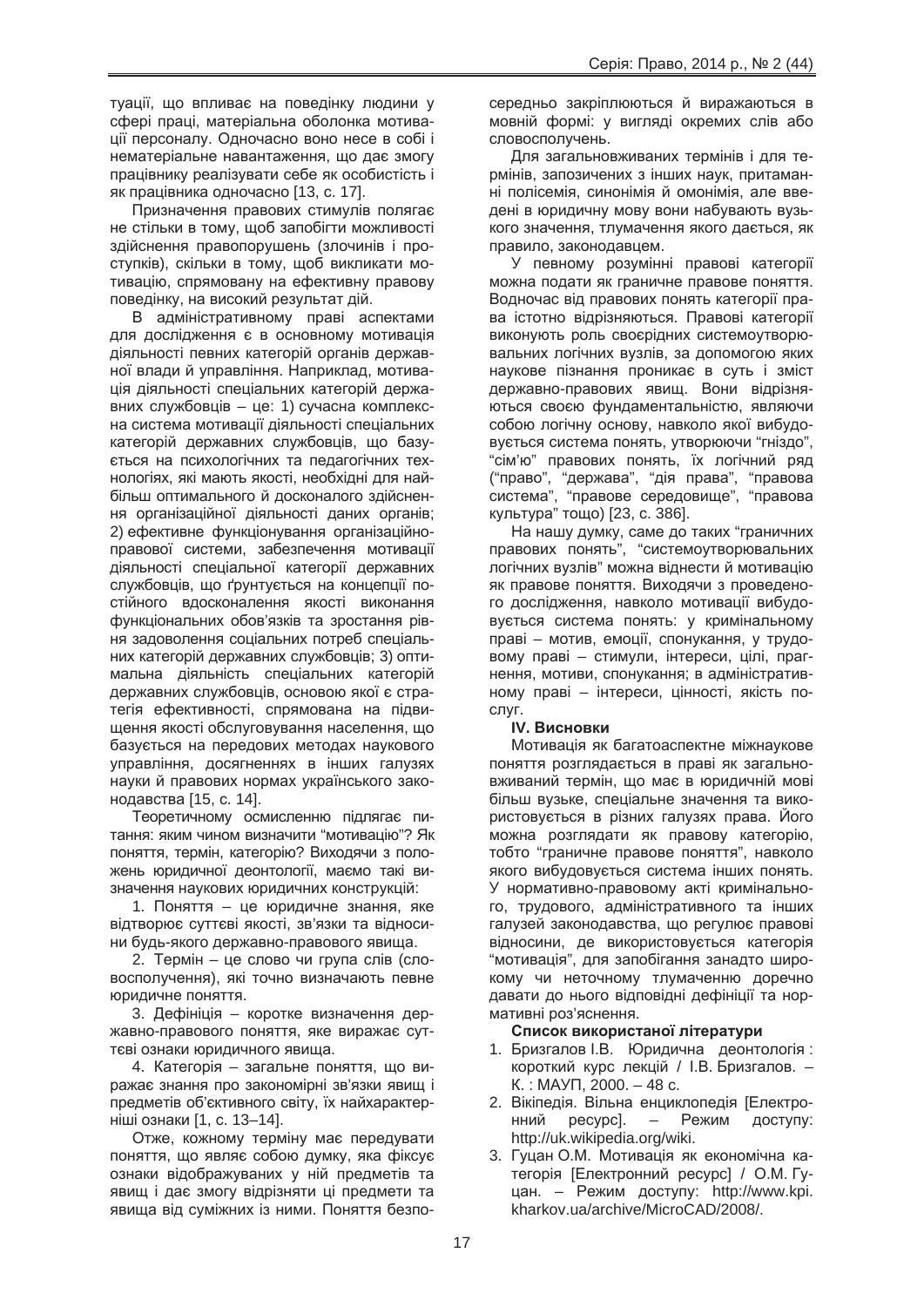туації, що впливає на поведінку людини у сфері праці, матеріальна оболонка мотивації персоналу. Одночасно воно несе в собі і нематеріальне навантаження, що дає змогу працівнику реалізувати себе як особистість і як працівника одночасно [13, с. 17].

Призначення правових стимулів полягає не стільки в тому, щоб запобігти можливості здійснення правопорушень (злочинів і проступків), скільки в тому, щоб викликати мотивацію, спрямовану на ефективну правову поведінку, на високий результат дій.

В адміністративному праві аспектами для дослідження є в основному мотивація діяльності певних категорій органів державної влади й управління. Наприклад, мотивація діяльності спеціальних категорій державних службовців – це: 1) сучасна комплексна система мотивації діяльності спеціальних категорій державних службовців, що базується на психологічних та педагогічних технологіях, які мають якості, необхідні для найбільш оптимального й досконалого здійснення організаційної діяльності даних органів; 2) ефективне функціонування організаційно-правової системи, забезпечення мотивації діяльності спеціальної категорії державних службовців, що ґрунтується на концепції постійного вдосконалення якості виконання функціональних обов'язків та зростання рівня задоволення соціальних потреб спеціальних категорій державних службовців; 3) оптимальна діяльність спеціальних категорій державних службовців, основою якої є стратегія ефективності, спрямована на підвищення якості обслуговування населення, що базується на передових методах наукового управління, досягненнях в інших галузях науки й правових нормах українського законодавства [15, с. 14].

Теоретичному осмисленню підлягає питання: яким чином визначити "мотивацію"? Як поняття, термін, категорію? Виходячи з положень юридичної деонтології, маємо такі визначення наукових юридичних конструкцій:

1. Поняття – це юридичне знання, яке відтворює суттєві якості, зв'язки та відносини будь-якого державно-правового явища.

2. Термін – це слово чи група слів (словосполучення), які точно визначають певне юридичне поняття.

3. Дефініція – коротке визначення державно-правового поняття, яке виражає суттєві ознаки юридичного явища.

4. Категорія – загальне поняття, що виражає знання про закономірні зв'язки явищ і предметів об'єктивного світу, їх найхарактерніші ознаки [1, с. 13–14].

Отже, кожному терміну має передувати поняття, що являє собою думку, яка фіксує ознаки відображуваних у ній предметів та явищ і дає змогу відрізняти ці предмети та явища від суміжних із ними. Поняття безпосередньо закріплюються й виражаються в мовній формі: у вигляді окремих слів або словосполучень.

Для загальновживаних термінів і для термінів, запозичених з інших наук, притаманні полісемія, синонімія й омонімія, але введені в юридичну мову вони набувають вузького значення, тлумачення якого дається, як правило, законодавцем.

У певному розумінні правові категорії можна подати як граничне правове поняття. Водночас від правових понять категорії права істотно відрізняються. Правові категорії виконують роль своєрідних системоутворювальних логічних вузлів, за допомогою яких наукове пізнання проникає в суть і зміст державно-правових явищ. Вони відрізняються своєю фундаментальністю, являючи собою логічну основу, навколо якої вибудовується система понять, утворюючи "гніздо", "сім'ю" правових понять, їх логічний ряд ("право", "держава", "дія права", "правова система", "правове середовище", "правова культура" тощо) [23, с. 386].

На нашу думку, саме до таких "граничних правових понять", "системоутворювальних логічних вузлів" можна віднести й мотивацію як правове поняття. Виходячи з проведеного дослідження, навколо мотивації вибудовується система понять: у кримінальному праві – мотив, емоції, спонукання, у трудовому праві – стимули, інтереси, цілі, прагнення, мотиви, спонукання; в адміністративному праві – інтереси, цінності, якість послуг.

## IV. Висновки

Мотивація як багатоаспектне міжнаукове поняття розглядається в праві як загальновживаний термін, що має в юридичній мові більш вузьке, спеціальне значення та використовується в різних галузях права. Його можна розглядати як правову категорію, тобто "граничне правове поняття", навколо якого вибудовується система інших понять. У нормативно-правовому акті кримінального, трудового, адміністративного та інших галузей законодавства, що регулює правові відносини, де використовується категорія "мотивація", для запобігання занадто широкому чи неточному тлумаченню доречно давати до нього відповідні дефініції та нормативні роз'яснення.

**Список використаної літератури**

1. Бризгалов І.В. Юридична деонтологія : короткий курс лекцій / І.В. Бризгалов. – К. : МАУП, 2000. – 48 с.
2. Вікіпедія. Вільна енциклопедія [Електронний ресурс]. – Режим доступу: http://uk.wikipedia.org/wiki.
3. Гуцан О.М. Мотивація як економічна категорія [Електронний ресурс] / О.М. Гуцан. – Режим доступу: http://www.kpi.kharkov.ua/archive/MicroCAD/2008/.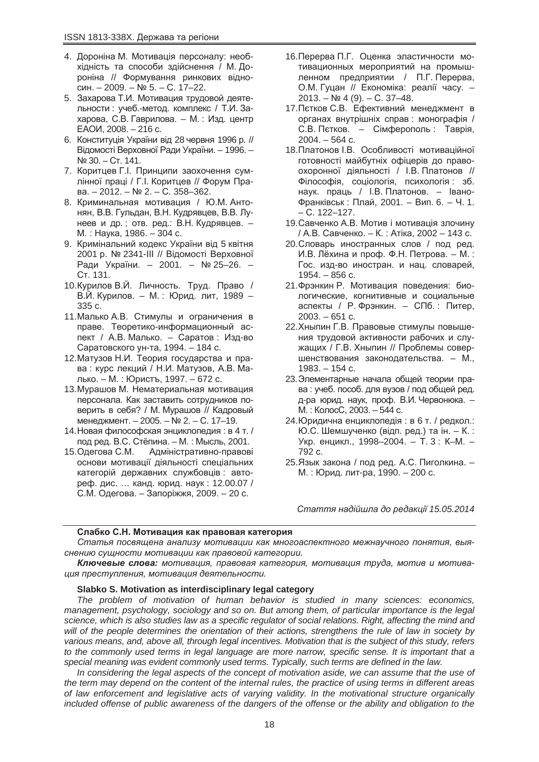4. Дороніна М. Мотивація персоналу: необхідність та способи здійснення / М. Дороніна // Формування ринкових відносин. – 2009. – № 5. – С. 17–22.
5. Захарова Т.И. Мотивация трудовой деятельности : учеб.-метод. комплекс / Т.И. Захарова, С.В. Гаврилова. – М. : Изд. центр ЕАОИ, 2008. – 216 с.
6. Конституція України від 28 червня 1996 р. // Відомості Верховної Ради України. – 1996. – № 30. – Ст. 141.
7. Коритцев Г.І. Принципи заохочення сумлінної праці / Г.І. Коритцев // Форум Права. – 2012. – № 2. – С. 358–362.
8. Криминальная мотивация / Ю.М. Антонян, В.В. Гульдан, В.Н. Кудрявцев, В.В. Лунеев и др. ; отв. ред.: В.Н. Кудрявцев. – М. : Наука, 1986. – 304 с.
9. Кримінальний кодекс України від 5 квітня 2001 р. № 2341-III // Відомості Верховної Ради України. – 2001. – № 25–26. – Ст. 131.
10. Курилов В.Й. Личность. Труд. Право / В.Й. Курилов. – М. : Юрид. лит, 1989 – 335 с.
11. Малько А.В. Стимулы и ограничения в праве. Теоретико-информационный аспект / А.В. Малько. – Саратов : Изд-во Саратовского ун-та, 1994. – 184 с.
12. Матузов Н.И. Теория государства и права : курс лекций / Н.И. Матузов, А.В. Малько. – М. : Юристъ, 1997. – 672 с.
13. Мурашов М. Нематериальная мотивация персонала. Как заставить сотрудников поверить в себя? / М. Мурашов // Кадровый менеджмент. – 2005. – № 2. – С. 17–19.
14. Новая философская энциклопедия : в 4 т. / под ред. В.С. Стёпина. – М. : Мысль, 2001.
15. Одегова С.М. Адміністративно-правові основи мотивації діяльності спеціальних категорій державних службовців : автореф. дис. … канд. юрид. наук : 12.00.07 / С.М. Одегова. – Запоріжжя, 2009. – 20 с.
16. Перерва П.Г. Оценка эластичности мотивационных мероприятий на промышленном предприятии / П.Г. Перерва, О.М. Гуцан // Економіка: реалії часу. – 2013. – № 4 (9). – С. 37–48.
17. Пєтков С.В. Ефективний менеджмент в органах внутрішніх справ : монографія / С.В. Пєтков. – Сімферополь : Таврія, 2004. – 564 с.
18. Платонов І.В. Особливості мотиваційної готовності майбутніх офіцерів до правоохоронної діяльності / І.В. Платонов // Філософія, соціологія, психологія : зб. наук. праць / І.В. Платонов. – Івано-Франківськ : Плай, 2001. – Вип. 6. – Ч. 1. – С. 122–127.
19. Савченко А.В. Мотив і мотивація злочину / А.В. Савченко. – К. : Атіка, 2002 – 143 с.
20. Словарь иностранных слов / под ред. И.В. Лёхина и проф. Ф.Н. Петрова. – М. : Гос. изд-во иностран. и нац. словарей, 1954. – 856 с.
21. Фрэнкин Р. Мотивация поведения: биологические, когнитивные и социальные аспекты / Р. Фрэнкин. – СПб. : Питер, 2003. – 651 с.
22. Хныпин Г.В. Правовые стимулы повышения трудовой активности рабочих и служащих / Г.В. Хныпин // Проблемы совершенствования законодательства. – М., 1983. – 154 с.
23. Элементарные начала общей теории права : учеб. пособ. для вузов / под общей ред. д-ра юрид. наук, проф. В.И. Червонюка. – М. : КолосС, 2003. – 544 с.
24. Юридична енциклопедія : в 6 т. / редкол.: Ю.С. Шемшученко (відп. ред.) та ін. – К. : Укр. енцикл., 1998–2004. – Т. 3 : К–М. – 792 с.
25. Язык закона / под ред. А.С. Пиголкина. – М. : Юрид. лит-ра, 1990. – 200 с.

*Стаття надійшла до редакції 15.05.2014*

**Слабко С.Н. Мотивация как правовая категория**

*Статья посвящена анализу мотивации как многоаспектного межнаучного понятия, выяснению сущности мотивации как правовой категории.*

***Ключевые слова:*** *мотивация, правовая категория, мотивация труда, мотив и мотивация преступления, мотивация деятельности.*

**Slabko S. Motivation as interdisciplinary legal category**

*The problem of motivation of human behavior is studied in many sciences: economics, management, psychology, sociology and so on. But among them, of particular importance is the legal science, which is also studies law as a specific regulator of social relations. Right, affecting the mind and will of the people determines the orientation of their actions, strengthens the rule of law in society by various means, and, above all, through legal incentives. Motivation that is the subject of this study, refers to the commonly used terms in legal language are more narrow, specific sense. It is important that a special meaning was evident commonly used terms. Typically, such terms are defined in the law.*

*In considering the legal aspects of the concept of motivation aside, we can assume that the use of the term may depend on the content of the internal rules, the practice of using terms in different areas of law enforcement and legislative acts of varying validity. In the motivational structure organically included offense of public awareness of the dangers of the offense or the ability and obligation to the*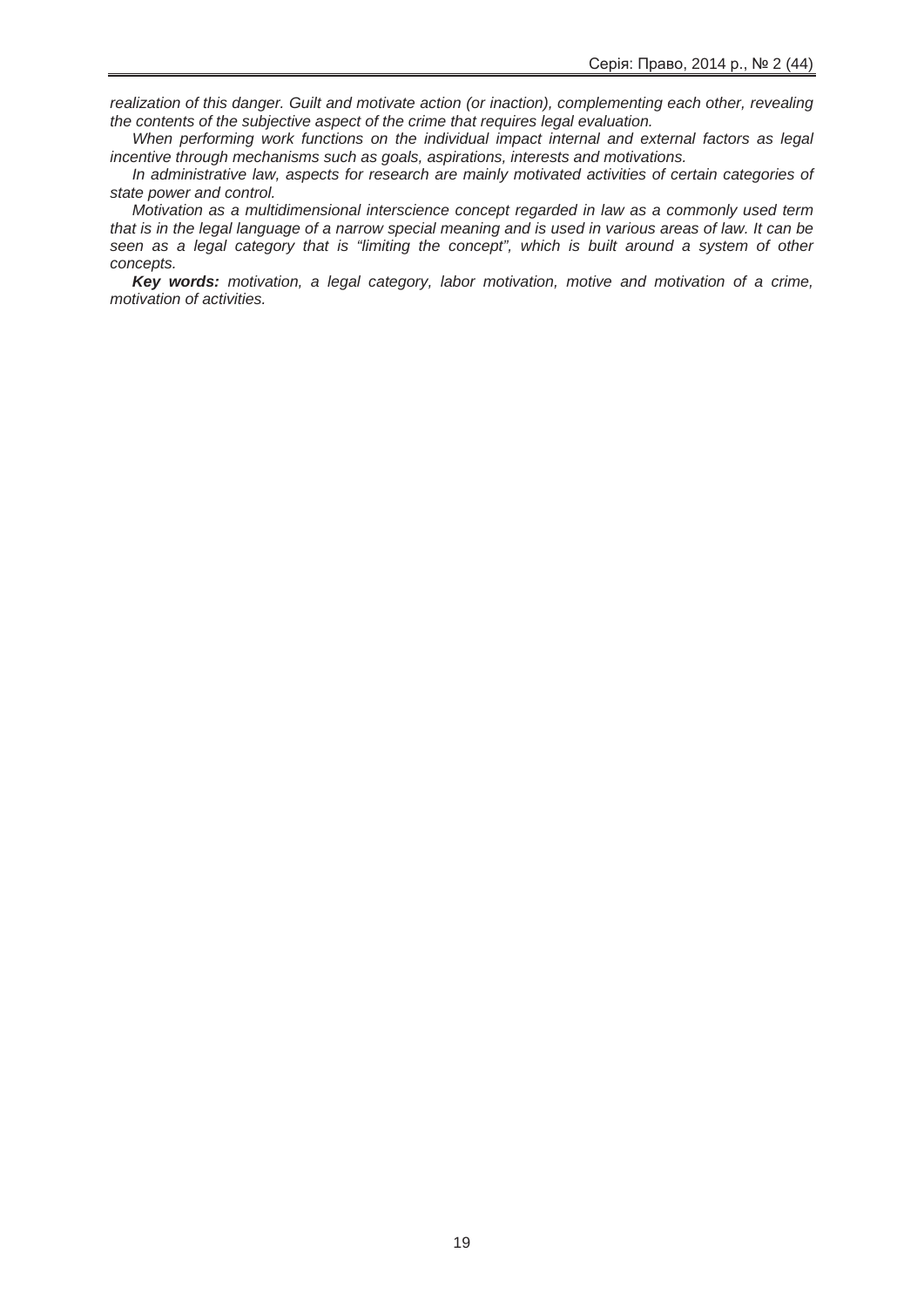*realization of this danger. Guilt and motivate action (or inaction), complementing each other, revealing the contents of the subjective aspect of the crime that requires legal evaluation.*

*When performing work functions on the individual impact internal and external factors as legal incentive through mechanisms such as goals, aspirations, interests and motivations.*

*In administrative law, aspects for research are mainly motivated activities of certain categories of state power and control.*

*Motivation as a multidimensional interscience concept regarded in law as a commonly used term that is in the legal language of a narrow special meaning and is used in various areas of law. It can be seen as a legal category that is "limiting the concept", which is built around a system of other concepts.*

***Key words:** motivation, a legal category, labor motivation, motive and motivation of a crime, motivation of activities.*